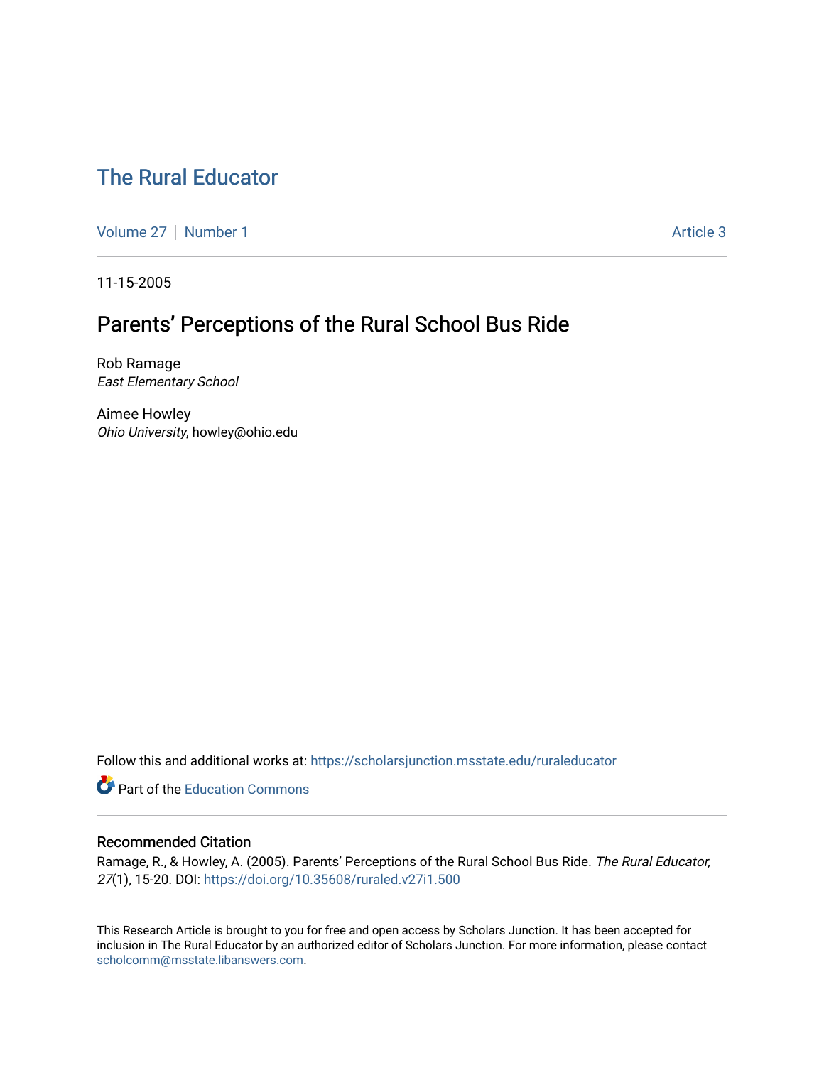# The Rural Educator

Volume 27 | Number 1 | Article 3

11-15-2005

## Parents' Perceptions of the Rural School Bus Ride

Rob Ramage
*East Elementary School*

Aimee Howley
*Ohio University*, howley@ohio.edu

Follow this and additional works at: https://scholarsjunction.msstate.edu/ruraleducator

Part of the Education Commons

### Recommended Citation

Ramage, R., & Howley, A. (2005). Parents' Perceptions of the Rural School Bus Ride. *The Rural Educator, 27*(1), 15-20. DOI: https://doi.org/10.35608/ruraled.v27i1.500

This Research Article is brought to you for free and open access by Scholars Junction. It has been accepted for inclusion in The Rural Educator by an authorized editor of Scholars Junction. For more information, please contact scholcomm@msstate.libanswers.com.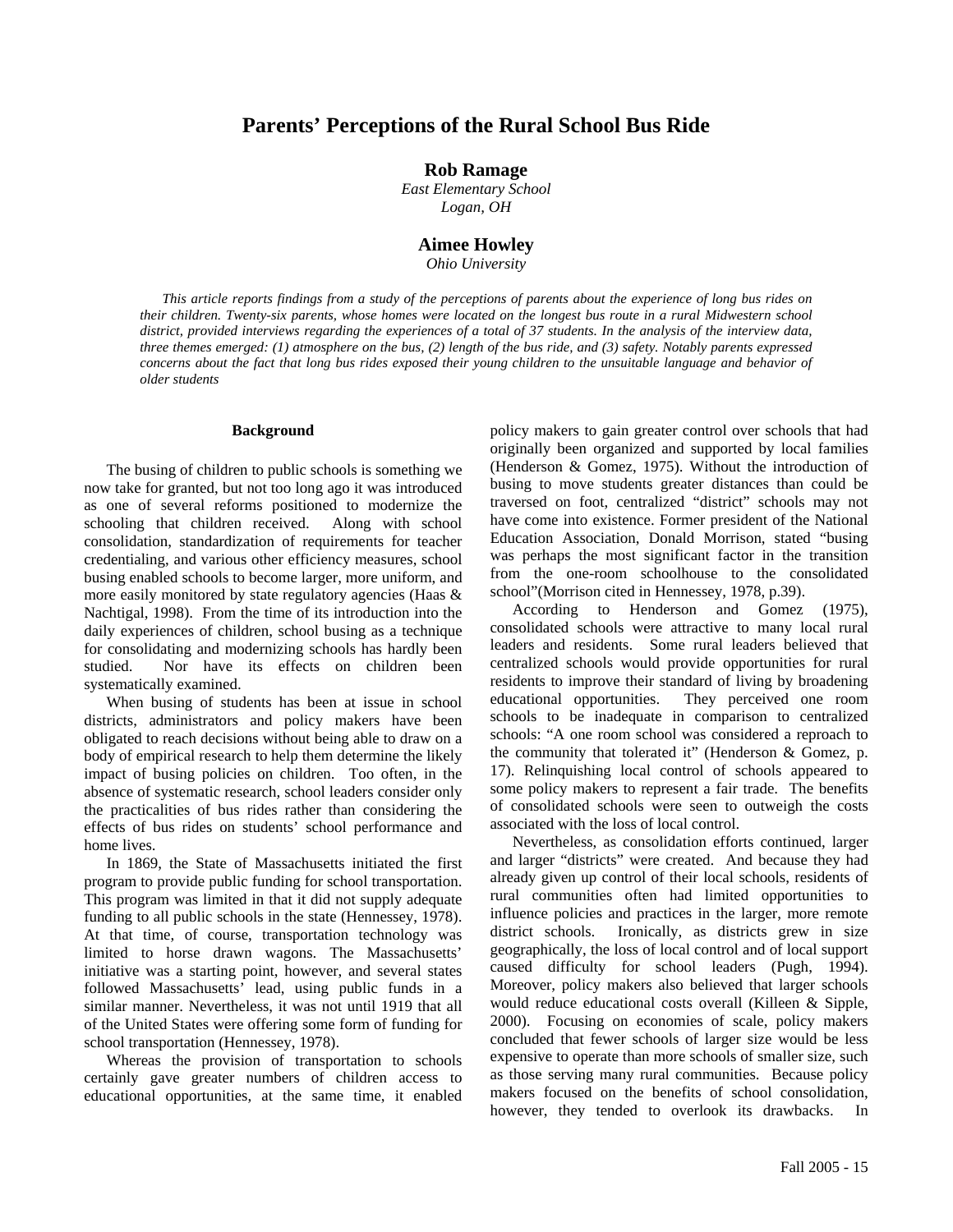# Parents' Perceptions of the Rural School Bus Ride

**Rob Ramage**
*East Elementary School*
*Logan, OH*

**Aimee Howley**
*Ohio University*

*This article reports findings from a study of the perceptions of parents about the experience of long bus rides on their children. Twenty-six parents, whose homes were located on the longest bus route in a rural Midwestern school district, provided interviews regarding the experiences of a total of 37 students. In the analysis of the interview data, three themes emerged: (1) atmosphere on the bus, (2) length of the bus ride, and (3) safety. Notably parents expressed concerns about the fact that long bus rides exposed their young children to the unsuitable language and behavior of older students*

## Background

The busing of children to public schools is something we now take for granted, but not too long ago it was introduced as one of several reforms positioned to modernize the schooling that children received. Along with school consolidation, standardization of requirements for teacher credentialing, and various other efficiency measures, school busing enabled schools to become larger, more uniform, and more easily monitored by state regulatory agencies (Haas & Nachtigal, 1998). From the time of its introduction into the daily experiences of children, school busing as a technique for consolidating and modernizing schools has hardly been studied. Nor have its effects on children been systematically examined.

When busing of students has been at issue in school districts, administrators and policy makers have been obligated to reach decisions without being able to draw on a body of empirical research to help them determine the likely impact of busing policies on children. Too often, in the absence of systematic research, school leaders consider only the practicalities of bus rides rather than considering the effects of bus rides on students' school performance and home lives.

In 1869, the State of Massachusetts initiated the first program to provide public funding for school transportation. This program was limited in that it did not supply adequate funding to all public schools in the state (Hennessey, 1978). At that time, of course, transportation technology was limited to horse drawn wagons. The Massachusetts' initiative was a starting point, however, and several states followed Massachusetts' lead, using public funds in a similar manner. Nevertheless, it was not until 1919 that all of the United States were offering some form of funding for school transportation (Hennessey, 1978).

Whereas the provision of transportation to schools certainly gave greater numbers of children access to educational opportunities, at the same time, it enabled policy makers to gain greater control over schools that had originally been organized and supported by local families (Henderson & Gomez, 1975). Without the introduction of busing to move students greater distances than could be traversed on foot, centralized "district" schools may not have come into existence. Former president of the National Education Association, Donald Morrison, stated "busing was perhaps the most significant factor in the transition from the one-room schoolhouse to the consolidated school"(Morrison cited in Hennessey, 1978, p.39).

According to Henderson and Gomez (1975), consolidated schools were attractive to many local rural leaders and residents. Some rural leaders believed that centralized schools would provide opportunities for rural residents to improve their standard of living by broadening educational opportunities. They perceived one room schools to be inadequate in comparison to centralized schools: "A one room school was considered a reproach to the community that tolerated it" (Henderson & Gomez, p. 17). Relinquishing local control of schools appeared to some policy makers to represent a fair trade. The benefits of consolidated schools were seen to outweigh the costs associated with the loss of local control.

Nevertheless, as consolidation efforts continued, larger and larger "districts" were created. And because they had already given up control of their local schools, residents of rural communities often had limited opportunities to influence policies and practices in the larger, more remote district schools. Ironically, as districts grew in size geographically, the loss of local control and of local support caused difficulty for school leaders (Pugh, 1994). Moreover, policy makers also believed that larger schools would reduce educational costs overall (Killeen & Sipple, 2000). Focusing on economies of scale, policy makers concluded that fewer schools of larger size would be less expensive to operate than more schools of smaller size, such as those serving many rural communities. Because policy makers focused on the benefits of school consolidation, however, they tended to overlook its drawbacks. In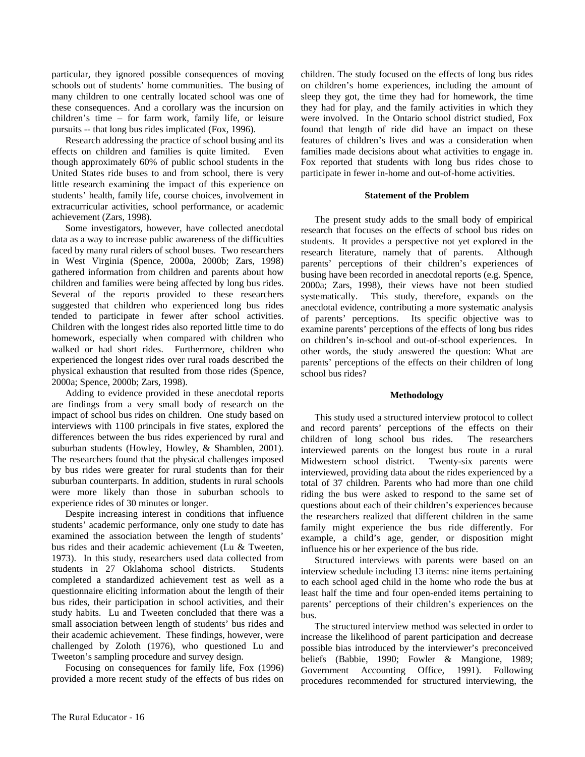particular, they ignored possible consequences of moving schools out of students' home communities. The busing of many children to one centrally located school was one of these consequences. And a corollary was the incursion on children's time – for farm work, family life, or leisure pursuits -- that long bus rides implicated (Fox, 1996).

Research addressing the practice of school busing and its effects on children and families is quite limited. Even though approximately 60% of public school students in the United States ride buses to and from school, there is very little research examining the impact of this experience on students' health, family life, course choices, involvement in extracurricular activities, school performance, or academic achievement (Zars, 1998).

Some investigators, however, have collected anecdotal data as a way to increase public awareness of the difficulties faced by many rural riders of school buses. Two researchers in West Virginia (Spence, 2000a, 2000b; Zars, 1998) gathered information from children and parents about how children and families were being affected by long bus rides. Several of the reports provided to these researchers suggested that children who experienced long bus rides tended to participate in fewer after school activities. Children with the longest rides also reported little time to do homework, especially when compared with children who walked or had short rides. Furthermore, children who experienced the longest rides over rural roads described the physical exhaustion that resulted from those rides (Spence, 2000a; Spence, 2000b; Zars, 1998).

Adding to evidence provided in these anecdotal reports are findings from a very small body of research on the impact of school bus rides on children. One study based on interviews with 1100 principals in five states, explored the differences between the bus rides experienced by rural and suburban students (Howley, Howley, & Shamblen, 2001). The researchers found that the physical challenges imposed by bus rides were greater for rural students than for their suburban counterparts. In addition, students in rural schools were more likely than those in suburban schools to experience rides of 30 minutes or longer.

Despite increasing interest in conditions that influence students' academic performance, only one study to date has examined the association between the length of students' bus rides and their academic achievement (Lu & Tweeten, 1973). In this study, researchers used data collected from students in 27 Oklahoma school districts. Students completed a standardized achievement test as well as a questionnaire eliciting information about the length of their bus rides, their participation in school activities, and their study habits. Lu and Tweeten concluded that there was a small association between length of students' bus rides and their academic achievement. These findings, however, were challenged by Zoloth (1976), who questioned Lu and Tweeton's sampling procedure and survey design.

Focusing on consequences for family life, Fox (1996) provided a more recent study of the effects of bus rides on children. The study focused on the effects of long bus rides on children's home experiences, including the amount of sleep they got, the time they had for homework, the time they had for play, and the family activities in which they were involved. In the Ontario school district studied, Fox found that length of ride did have an impact on these features of children's lives and was a consideration when families made decisions about what activities to engage in. Fox reported that students with long bus rides chose to participate in fewer in-home and out-of-home activities.

## Statement of the Problem

The present study adds to the small body of empirical research that focuses on the effects of school bus rides on students. It provides a perspective not yet explored in the research literature, namely that of parents. Although parents' perceptions of their children's experiences of busing have been recorded in anecdotal reports (e.g. Spence, 2000a; Zars, 1998), their views have not been studied systematically. This study, therefore, expands on the anecdotal evidence, contributing a more systematic analysis of parents' perceptions. Its specific objective was to examine parents' perceptions of the effects of long bus rides on children's in-school and out-of-school experiences. In other words, the study answered the question: What are parents' perceptions of the effects on their children of long school bus rides?

## Methodology

This study used a structured interview protocol to collect and record parents' perceptions of the effects on their children of long school bus rides. The researchers interviewed parents on the longest bus route in a rural Midwestern school district. Twenty-six parents were interviewed, providing data about the rides experienced by a total of 37 children. Parents who had more than one child riding the bus were asked to respond to the same set of questions about each of their children's experiences because the researchers realized that different children in the same family might experience the bus ride differently. For example, a child's age, gender, or disposition might influence his or her experience of the bus ride.

Structured interviews with parents were based on an interview schedule including 13 items: nine items pertaining to each school aged child in the home who rode the bus at least half the time and four open-ended items pertaining to parents' perceptions of their children's experiences on the bus.

The structured interview method was selected in order to increase the likelihood of parent participation and decrease possible bias introduced by the interviewer's preconceived beliefs (Babbie, 1990; Fowler & Mangione, 1989; Government Accounting Office, 1991). Following procedures recommended for structured interviewing, the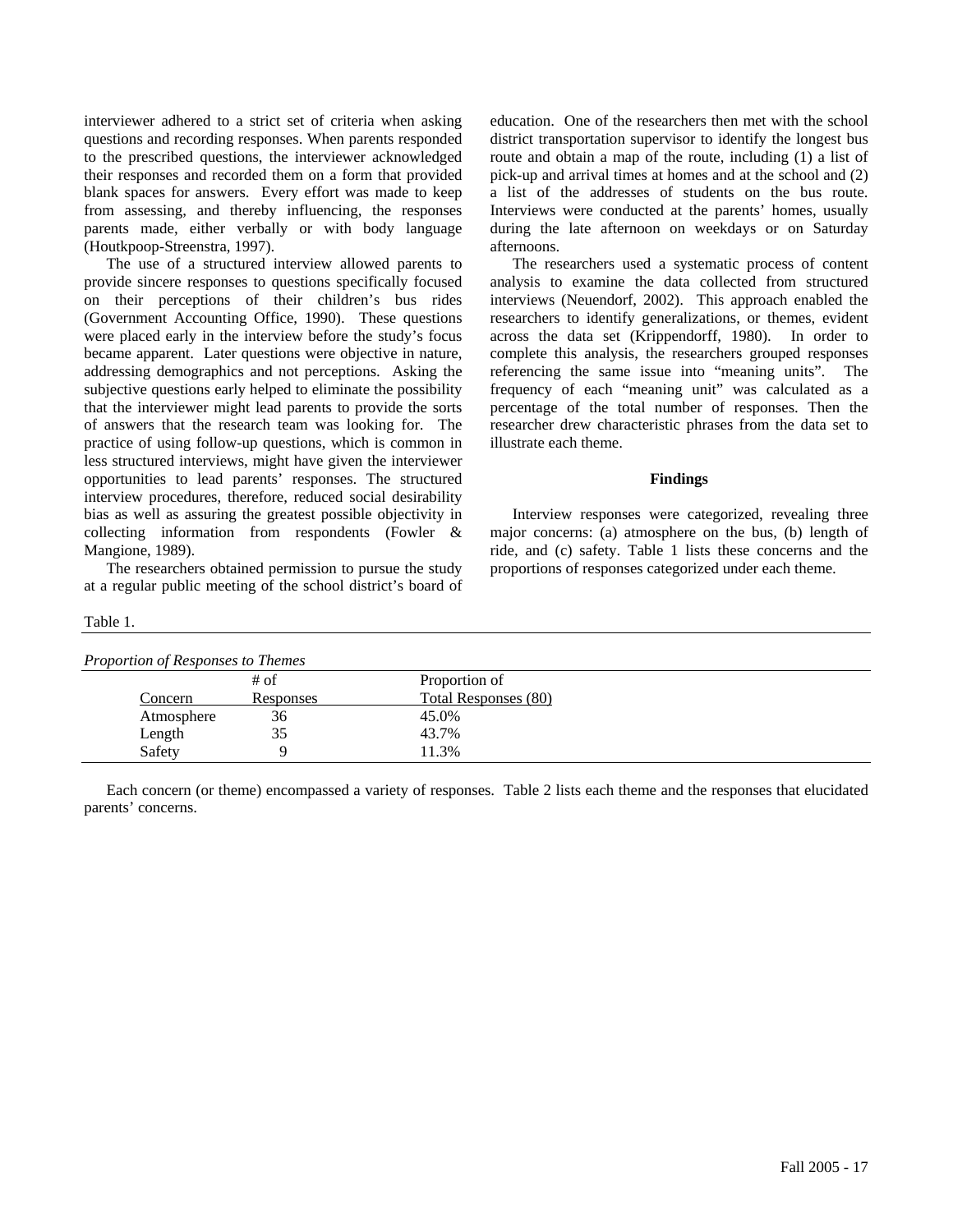interviewer adhered to a strict set of criteria when asking questions and recording responses. When parents responded to the prescribed questions, the interviewer acknowledged their responses and recorded them on a form that provided blank spaces for answers. Every effort was made to keep from assessing, and thereby influencing, the responses parents made, either verbally or with body language (Houtkpoop-Streenstra, 1997).

The use of a structured interview allowed parents to provide sincere responses to questions specifically focused on their perceptions of their children's bus rides (Government Accounting Office, 1990). These questions were placed early in the interview before the study's focus became apparent. Later questions were objective in nature, addressing demographics and not perceptions. Asking the subjective questions early helped to eliminate the possibility that the interviewer might lead parents to provide the sorts of answers that the research team was looking for. The practice of using follow-up questions, which is common in less structured interviews, might have given the interviewer opportunities to lead parents' responses. The structured interview procedures, therefore, reduced social desirability bias as well as assuring the greatest possible objectivity in collecting information from respondents (Fowler & Mangione, 1989).

The researchers obtained permission to pursue the study at a regular public meeting of the school district's board of education. One of the researchers then met with the school district transportation supervisor to identify the longest bus route and obtain a map of the route, including (1) a list of pick-up and arrival times at homes and at the school and (2) a list of the addresses of students on the bus route. Interviews were conducted at the parents' homes, usually during the late afternoon on weekdays or on Saturday afternoons.

The researchers used a systematic process of content analysis to examine the data collected from structured interviews (Neuendorf, 2002). This approach enabled the researchers to identify generalizations, or themes, evident across the data set (Krippendorff, 1980). In order to complete this analysis, the researchers grouped responses referencing the same issue into "meaning units". The frequency of each "meaning unit" was calculated as a percentage of the total number of responses. Then the researcher drew characteristic phrases from the data set to illustrate each theme.

## Findings

Interview responses were categorized, revealing three major concerns: (a) atmosphere on the bus, (b) length of ride, and (c) safety. Table 1 lists these concerns and the proportions of responses categorized under each theme.

Table 1.

*Proportion of Responses to Themes*

| Concern | # of Responses | Proportion of Total Responses (80) |
|---|---|---|
| Atmosphere | 36 | 45.0% |
| Length | 35 | 43.7% |
| Safety | 9 | 11.3% |

Each concern (or theme) encompassed a variety of responses. Table 2 lists each theme and the responses that elucidated parents' concerns.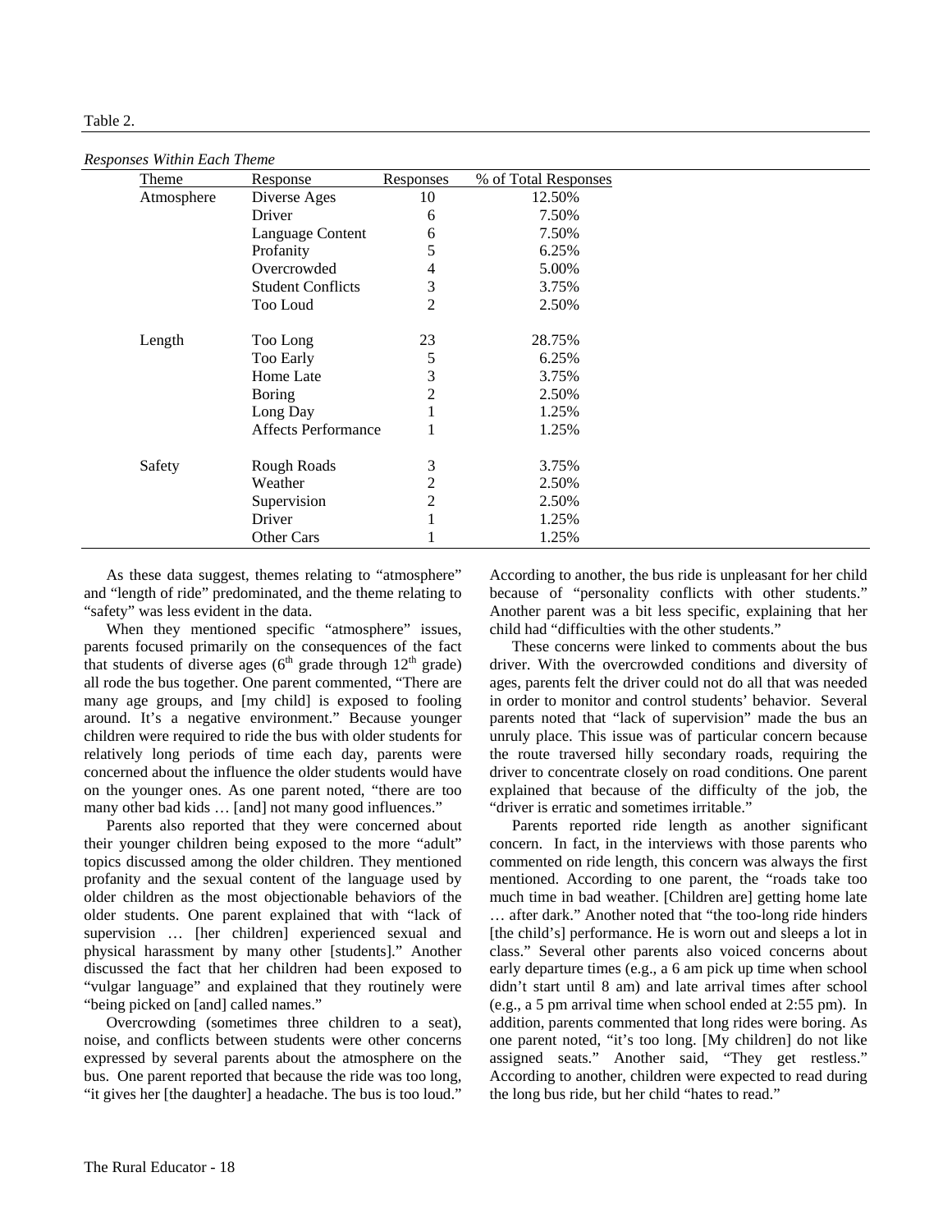Table 2.

*Responses Within Each Theme*

| Theme | Response | Responses | % of Total Responses |
|---|---|---|---|
| Atmosphere | Diverse Ages | 10 | 12.50% |
| | Driver | 6 | 7.50% |
| | Language Content | 6 | 7.50% |
| | Profanity | 5 | 6.25% |
| | Overcrowded | 4 | 5.00% |
| | Student Conflicts | 3 | 3.75% |
| | Too Loud | 2 | 2.50% |
| Length | Too Long | 23 | 28.75% |
| | Too Early | 5 | 6.25% |
| | Home Late | 3 | 3.75% |
| | Boring | 2 | 2.50% |
| | Long Day | 1 | 1.25% |
| | Affects Performance | 1 | 1.25% |
| Safety | Rough Roads | 3 | 3.75% |
| | Weather | 2 | 2.50% |
| | Supervision | 2 | 2.50% |
| | Driver | 1 | 1.25% |
| | Other Cars | 1 | 1.25% |

As these data suggest, themes relating to "atmosphere" and "length of ride" predominated, and the theme relating to "safety" was less evident in the data.

When they mentioned specific "atmosphere" issues, parents focused primarily on the consequences of the fact that students of diverse ages (6th grade through 12th grade) all rode the bus together. One parent commented, "There are many age groups, and [my child] is exposed to fooling around. It's a negative environment." Because younger children were required to ride the bus with older students for relatively long periods of time each day, parents were concerned about the influence the older students would have on the younger ones. As one parent noted, "there are too many other bad kids … [and] not many good influences."

Parents also reported that they were concerned about their younger children being exposed to the more "adult" topics discussed among the older children. They mentioned profanity and the sexual content of the language used by older children as the most objectionable behaviors of the older students. One parent explained that with "lack of supervision … [her children] experienced sexual and physical harassment by many other [students]." Another discussed the fact that her children had been exposed to "vulgar language" and explained that they routinely were "being picked on [and] called names."

Overcrowding (sometimes three children to a seat), noise, and conflicts between students were other concerns expressed by several parents about the atmosphere on the bus. One parent reported that because the ride was too long, "it gives her [the daughter] a headache. The bus is too loud." According to another, the bus ride is unpleasant for her child because of "personality conflicts with other students." Another parent was a bit less specific, explaining that her child had "difficulties with the other students."

These concerns were linked to comments about the bus driver. With the overcrowded conditions and diversity of ages, parents felt the driver could not do all that was needed in order to monitor and control students' behavior. Several parents noted that "lack of supervision" made the bus an unruly place. This issue was of particular concern because the route traversed hilly secondary roads, requiring the driver to concentrate closely on road conditions. One parent explained that because of the difficulty of the job, the "driver is erratic and sometimes irritable."

Parents reported ride length as another significant concern. In fact, in the interviews with those parents who commented on ride length, this concern was always the first mentioned. According to one parent, the "roads take too much time in bad weather. [Children are] getting home late … after dark." Another noted that "the too-long ride hinders [the child's] performance. He is worn out and sleeps a lot in class." Several other parents also voiced concerns about early departure times (e.g., a 6 am pick up time when school didn't start until 8 am) and late arrival times after school (e.g., a 5 pm arrival time when school ended at 2:55 pm). In addition, parents commented that long rides were boring. As one parent noted, "it's too long. [My children] do not like assigned seats." Another said, "They get restless." According to another, children were expected to read during the long bus ride, but her child "hates to read."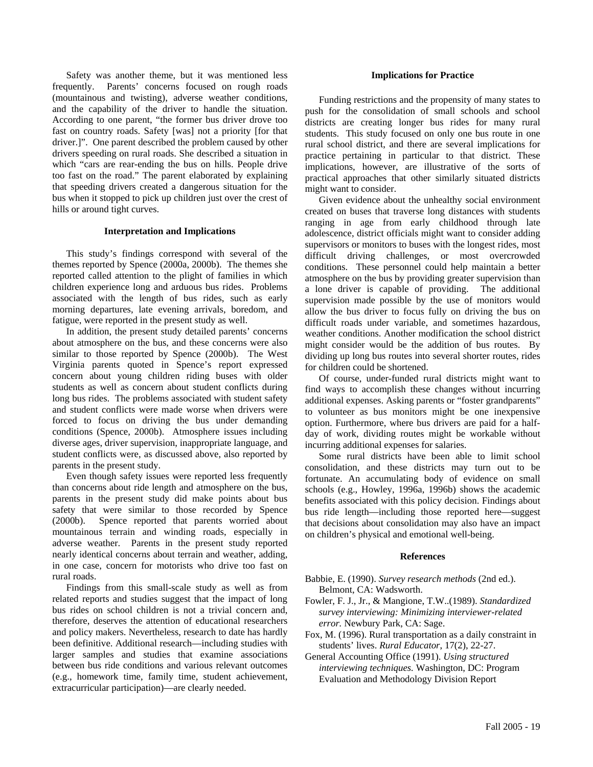Safety was another theme, but it was mentioned less frequently. Parents' concerns focused on rough roads (mountainous and twisting), adverse weather conditions, and the capability of the driver to handle the situation. According to one parent, "the former bus driver drove too fast on country roads. Safety [was] not a priority [for that driver.]". One parent described the problem caused by other drivers speeding on rural roads. She described a situation in which "cars are rear-ending the bus on hills. People drive too fast on the road." The parent elaborated by explaining that speeding drivers created a dangerous situation for the bus when it stopped to pick up children just over the crest of hills or around tight curves.

## Interpretation and Implications

This study's findings correspond with several of the themes reported by Spence (2000a, 2000b). The themes she reported called attention to the plight of families in which children experience long and arduous bus rides. Problems associated with the length of bus rides, such as early morning departures, late evening arrivals, boredom, and fatigue, were reported in the present study as well.

In addition, the present study detailed parents' concerns about atmosphere on the bus, and these concerns were also similar to those reported by Spence (2000b). The West Virginia parents quoted in Spence's report expressed concern about young children riding buses with older students as well as concern about student conflicts during long bus rides. The problems associated with student safety and student conflicts were made worse when drivers were forced to focus on driving the bus under demanding conditions (Spence, 2000b). Atmosphere issues including diverse ages, driver supervision, inappropriate language, and student conflicts were, as discussed above, also reported by parents in the present study.

Even though safety issues were reported less frequently than concerns about ride length and atmosphere on the bus, parents in the present study did make points about bus safety that were similar to those recorded by Spence (2000b). Spence reported that parents worried about mountainous terrain and winding roads, especially in adverse weather. Parents in the present study reported nearly identical concerns about terrain and weather, adding, in one case, concern for motorists who drive too fast on rural roads.

Findings from this small-scale study as well as from related reports and studies suggest that the impact of long bus rides on school children is not a trivial concern and, therefore, deserves the attention of educational researchers and policy makers. Nevertheless, research to date has hardly been definitive. Additional research—including studies with larger samples and studies that examine associations between bus ride conditions and various relevant outcomes (e.g., homework time, family time, student achievement, extracurricular participation)—are clearly needed.

## Implications for Practice

Funding restrictions and the propensity of many states to push for the consolidation of small schools and school districts are creating longer bus rides for many rural students. This study focused on only one bus route in one rural school district, and there are several implications for practice pertaining in particular to that district. These implications, however, are illustrative of the sorts of practical approaches that other similarly situated districts might want to consider.

Given evidence about the unhealthy social environment created on buses that traverse long distances with students ranging in age from early childhood through late adolescence, district officials might want to consider adding supervisors or monitors to buses with the longest rides, most difficult driving challenges, or most overcrowded conditions. These personnel could help maintain a better atmosphere on the bus by providing greater supervision than a lone driver is capable of providing. The additional supervision made possible by the use of monitors would allow the bus driver to focus fully on driving the bus on difficult roads under variable, and sometimes hazardous, weather conditions. Another modification the school district might consider would be the addition of bus routes. By dividing up long bus routes into several shorter routes, rides for children could be shortened.

Of course, under-funded rural districts might want to find ways to accomplish these changes without incurring additional expenses. Asking parents or "foster grandparents" to volunteer as bus monitors might be one inexpensive option. Furthermore, where bus drivers are paid for a half-day of work, dividing routes might be workable without incurring additional expenses for salaries.

Some rural districts have been able to limit school consolidation, and these districts may turn out to be fortunate. An accumulating body of evidence on small schools (e.g., Howley, 1996a, 1996b) shows the academic benefits associated with this policy decision. Findings about bus ride length—including those reported here—suggest that decisions about consolidation may also have an impact on children's physical and emotional well-being.

## References

Babbie, E. (1990). *Survey research methods* (2nd ed.). Belmont, CA: Wadsworth.

Fowler, F. J., Jr., & Mangione, T.W..(1989). *Standardized survey interviewing: Minimizing interviewer-related error.* Newbury Park, CA: Sage.

Fox, M. (1996). Rural transportation as a daily constraint in students' lives. *Rural Educator*, 17(2), 22-27.

General Accounting Office (1991). *Using structured interviewing techniques.* Washington, DC: Program Evaluation and Methodology Division Report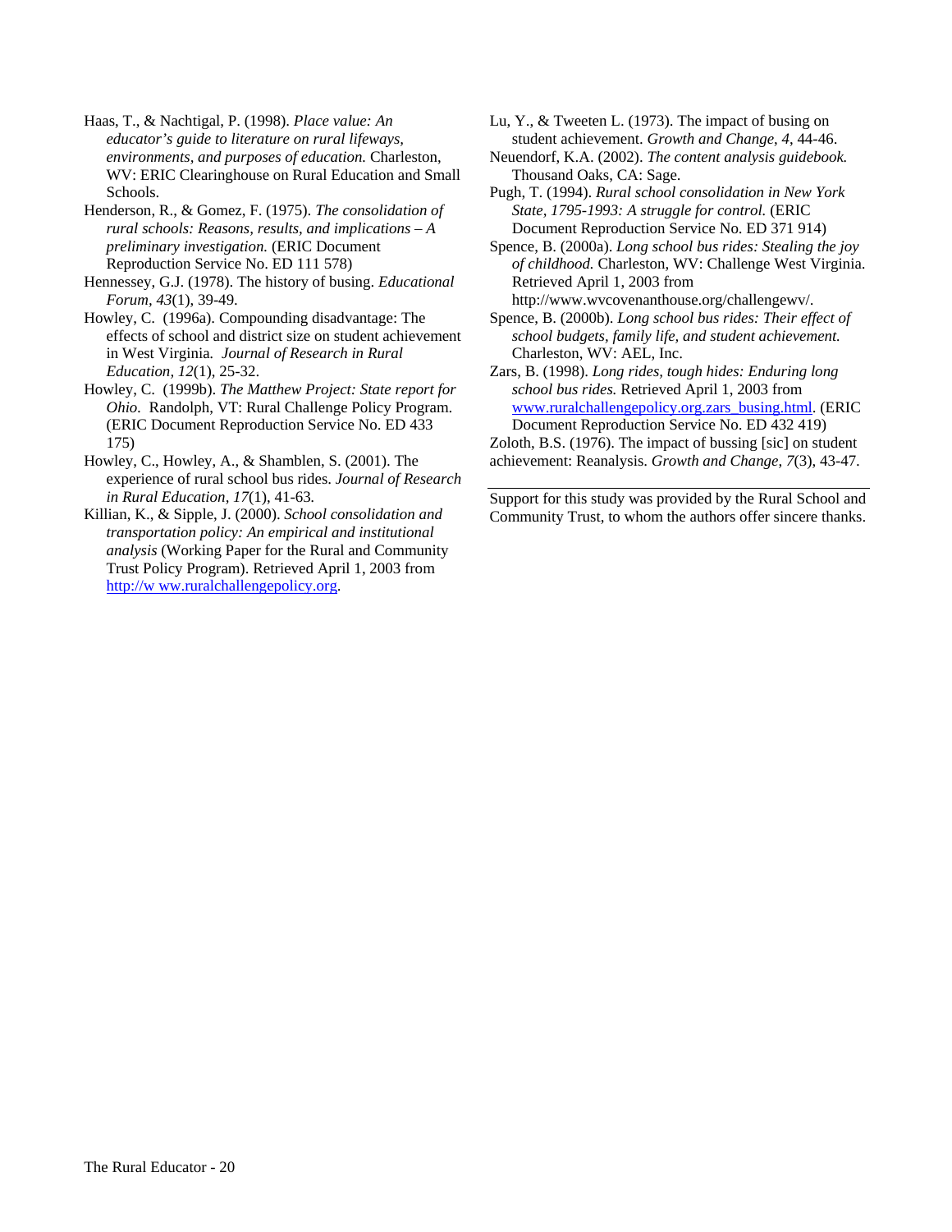Haas, T., & Nachtigal, P. (1998). *Place value: An educator's guide to literature on rural lifeways, environments, and purposes of education.* Charleston, WV: ERIC Clearinghouse on Rural Education and Small Schools.

Henderson, R., & Gomez, F. (1975). *The consolidation of rural schools: Reasons, results, and implications – A preliminary investigation.* (ERIC Document Reproduction Service No. ED 111 578)

Hennessey, G.J. (1978). The history of busing. *Educational Forum, 43*(1), 39-49.

Howley, C. (1996a). Compounding disadvantage: The effects of school and district size on student achievement in West Virginia. *Journal of Research in Rural Education, 12*(1), 25-32.

Howley, C. (1999b). *The Matthew Project: State report for Ohio.* Randolph, VT: Rural Challenge Policy Program. (ERIC Document Reproduction Service No. ED 433 175)

Howley, C., Howley, A., & Shamblen, S. (2001). The experience of rural school bus rides. *Journal of Research in Rural Education, 17*(1), 41-63.

Killian, K., & Sipple, J. (2000). *School consolidation and transportation policy: An empirical and institutional analysis* (Working Paper for the Rural and Community Trust Policy Program). Retrieved April 1, 2003 from http://w ww.ruralchallengepolicy.org.

Lu, Y., & Tweeten L. (1973). The impact of busing on student achievement. *Growth and Change*, *4*, 44-46.

Neuendorf, K.A. (2002). *The content analysis guidebook.* Thousand Oaks, CA: Sage.

Pugh, T. (1994). *Rural school consolidation in New York State, 1795-1993: A struggle for control.* (ERIC Document Reproduction Service No. ED 371 914)

Spence, B. (2000a). *Long school bus rides: Stealing the joy of childhood.* Charleston, WV: Challenge West Virginia. Retrieved April 1, 2003 from http://www.wvcovenanthouse.org/challengewv/.

Spence, B. (2000b). *Long school bus rides: Their effect of school budgets, family life, and student achievement.* Charleston, WV: AEL, Inc.

Zars, B. (1998). *Long rides, tough hides: Enduring long school bus rides.* Retrieved April 1, 2003 from www.ruralchallengepolicy.org.zars_busing.html. (ERIC Document Reproduction Service No. ED 432 419)

Zoloth, B.S. (1976). The impact of bussing [sic] on student achievement: Reanalysis. *Growth and Change*, *7*(3), 43-47.

---

Support for this study was provided by the Rural School and Community Trust, to whom the authors offer sincere thanks.